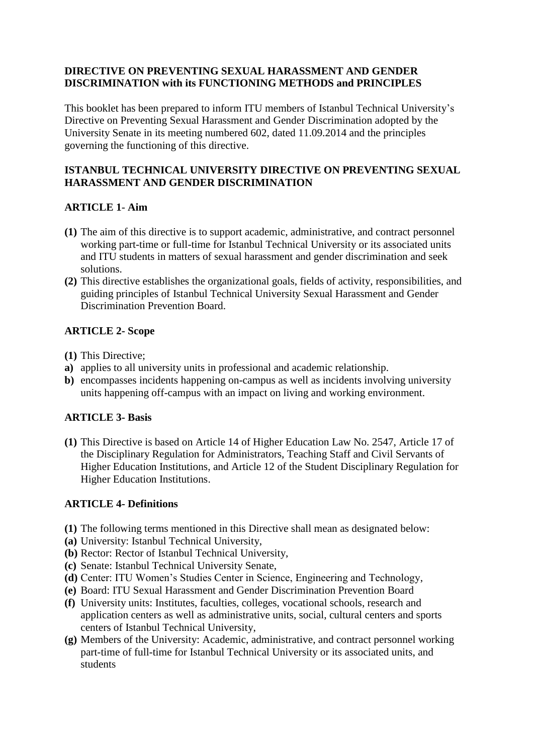**DIRECTIVE ON PREVENTING SEXUAL HARASSMENT AND GENDER DISCRIMINATION with its FUNCTIONING METHODS and PRINCIPLES**

This booklet has been prepared to inform ITU members of Istanbul Technical University's Directive on Preventing Sexual Harassment and Gender Discrimination adopted by the University Senate in its meeting numbered 602, dated 11.09.2014 and the principles governing the functioning of this directive.

**ISTANBUL TECHNICAL UNIVERSITY DIRECTIVE ON PREVENTING SEXUAL HARASSMENT AND GENDER DISCRIMINATION**

**ARTICLE 1- Aim**

**(1)** The aim of this directive is to support academic, administrative, and contract personnel working part-time or full-time for Istanbul Technical University or its associated units and ITU students in matters of sexual harassment and gender discrimination and seek solutions.

**(2)** This directive establishes the organizational goals, fields of activity, responsibilities, and guiding principles of Istanbul Technical University Sexual Harassment and Gender Discrimination Prevention Board.

**ARTICLE 2- Scope**

**(1)** This Directive;

**a)** applies to all university units in professional and academic relationship.

**b)** encompasses incidents happening on-campus as well as incidents involving university units happening off-campus with an impact on living and working environment.

**ARTICLE 3- Basis**

**(1)** This Directive is based on Article 14 of Higher Education Law No. 2547, Article 17 of the Disciplinary Regulation for Administrators, Teaching Staff and Civil Servants of Higher Education Institutions, and Article 12 of the Student Disciplinary Regulation for Higher Education Institutions.

**ARTICLE 4- Definitions**

**(1)** The following terms mentioned in this Directive shall mean as designated below:

**(a)** University: Istanbul Technical University,

**(b)** Rector: Rector of Istanbul Technical University,

**(c)** Senate: Istanbul Technical University Senate,

**(d)** Center: ITU Women's Studies Center in Science, Engineering and Technology,

**(e)** Board: ITU Sexual Harassment and Gender Discrimination Prevention Board

**(f)** University units: Institutes, faculties, colleges, vocational schools, research and application centers as well as administrative units, social, cultural centers and sports centers of Istanbul Technical University,

**(g)** Members of the University: Academic, administrative, and contract personnel working part-time of full-time for Istanbul Technical University or its associated units, and students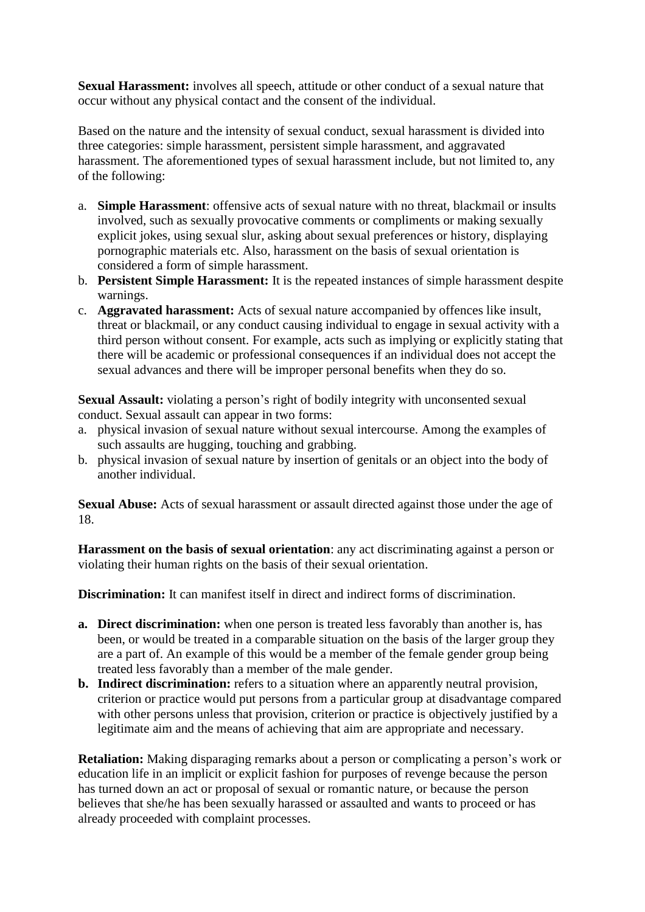**Sexual Harassment:** involves all speech, attitude or other conduct of a sexual nature that occur without any physical contact and the consent of the individual.

Based on the nature and the intensity of sexual conduct, sexual harassment is divided into three categories: simple harassment, persistent simple harassment, and aggravated harassment. The aforementioned types of sexual harassment include, but not limited to, any of the following:

a. **Simple Harassment**: offensive acts of sexual nature with no threat, blackmail or insults involved, such as sexually provocative comments or compliments or making sexually explicit jokes, using sexual slur, asking about sexual preferences or history, displaying pornographic materials etc. Also, harassment on the basis of sexual orientation is considered a form of simple harassment.
b. **Persistent Simple Harassment:** It is the repeated instances of simple harassment despite warnings.
c. **Aggravated harassment:** Acts of sexual nature accompanied by offences like insult, threat or blackmail, or any conduct causing individual to engage in sexual activity with a third person without consent. For example, acts such as implying or explicitly stating that there will be academic or professional consequences if an individual does not accept the sexual advances and there will be improper personal benefits when they do so.

**Sexual Assault:** violating a person's right of bodily integrity with unconsented sexual conduct. Sexual assault can appear in two forms:

a. physical invasion of sexual nature without sexual intercourse. Among the examples of such assaults are hugging, touching and grabbing.
b. physical invasion of sexual nature by insertion of genitals or an object into the body of another individual.

**Sexual Abuse:** Acts of sexual harassment or assault directed against those under the age of 18.

**Harassment on the basis of sexual orientation**: any act discriminating against a person or violating their human rights on the basis of their sexual orientation.

**Discrimination:** It can manifest itself in direct and indirect forms of discrimination.

**a. Direct discrimination:** when one person is treated less favorably than another is, has been, or would be treated in a comparable situation on the basis of the larger group they are a part of. An example of this would be a member of the female gender group being treated less favorably than a member of the male gender.
**b. Indirect discrimination:** refers to a situation where an apparently neutral provision, criterion or practice would put persons from a particular group at disadvantage compared with other persons unless that provision, criterion or practice is objectively justified by a legitimate aim and the means of achieving that aim are appropriate and necessary.

**Retaliation:** Making disparaging remarks about a person or complicating a person's work or education life in an implicit or explicit fashion for purposes of revenge because the person has turned down an act or proposal of sexual or romantic nature, or because the person believes that she/he has been sexually harassed or assaulted and wants to proceed or has already proceeded with complaint processes.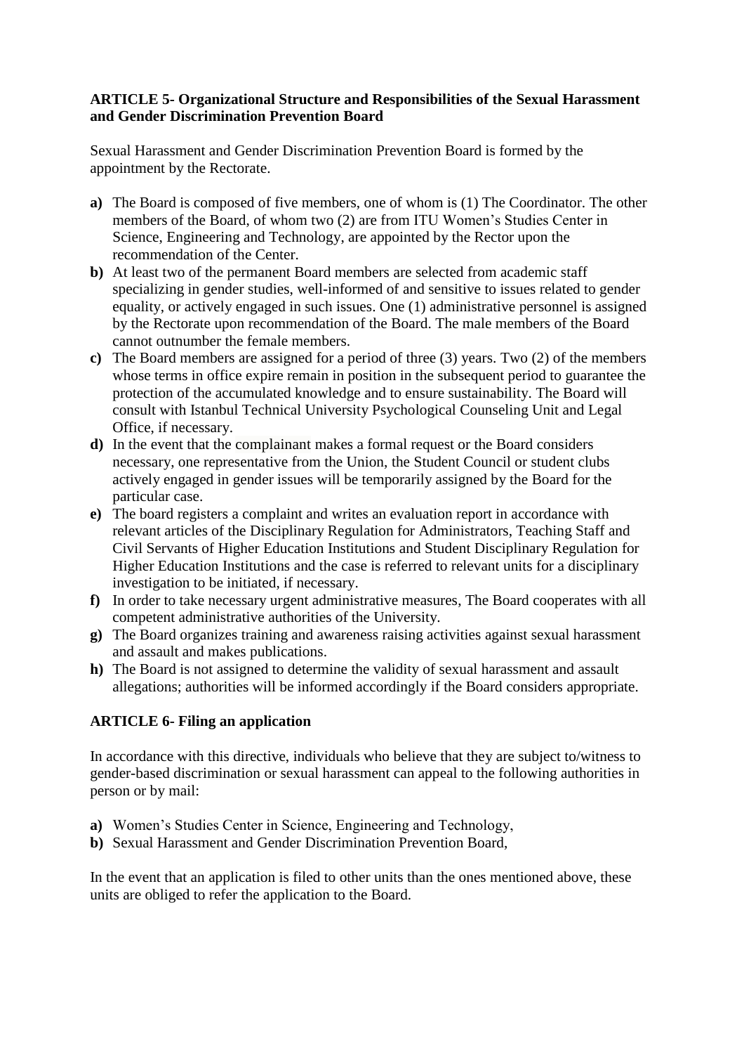**ARTICLE 5- Organizational Structure and Responsibilities of the Sexual Harassment and Gender Discrimination Prevention Board**

Sexual Harassment and Gender Discrimination Prevention Board is formed by the appointment by the Rectorate.

- **a)** The Board is composed of five members, one of whom is (1) The Coordinator. The other members of the Board, of whom two (2) are from ITU Women's Studies Center in Science, Engineering and Technology, are appointed by the Rector upon the recommendation of the Center.
- **b)** At least two of the permanent Board members are selected from academic staff specializing in gender studies, well-informed of and sensitive to issues related to gender equality, or actively engaged in such issues. One (1) administrative personnel is assigned by the Rectorate upon recommendation of the Board. The male members of the Board cannot outnumber the female members.
- **c)** The Board members are assigned for a period of three (3) years. Two (2) of the members whose terms in office expire remain in position in the subsequent period to guarantee the protection of the accumulated knowledge and to ensure sustainability. The Board will consult with Istanbul Technical University Psychological Counseling Unit and Legal Office, if necessary.
- **d)** In the event that the complainant makes a formal request or the Board considers necessary, one representative from the Union, the Student Council or student clubs actively engaged in gender issues will be temporarily assigned by the Board for the particular case.
- **e)** The board registers a complaint and writes an evaluation report in accordance with relevant articles of the Disciplinary Regulation for Administrators, Teaching Staff and Civil Servants of Higher Education Institutions and Student Disciplinary Regulation for Higher Education Institutions and the case is referred to relevant units for a disciplinary investigation to be initiated, if necessary.
- **f)** In order to take necessary urgent administrative measures, The Board cooperates with all competent administrative authorities of the University.
- **g)** The Board organizes training and awareness raising activities against sexual harassment and assault and makes publications.
- **h)** The Board is not assigned to determine the validity of sexual harassment and assault allegations; authorities will be informed accordingly if the Board considers appropriate.

**ARTICLE 6- Filing an application**

In accordance with this directive, individuals who believe that they are subject to/witness to gender-based discrimination or sexual harassment can appeal to the following authorities in person or by mail:

- **a)** Women's Studies Center in Science, Engineering and Technology,
- **b)** Sexual Harassment and Gender Discrimination Prevention Board,

In the event that an application is filed to other units than the ones mentioned above, these units are obliged to refer the application to the Board.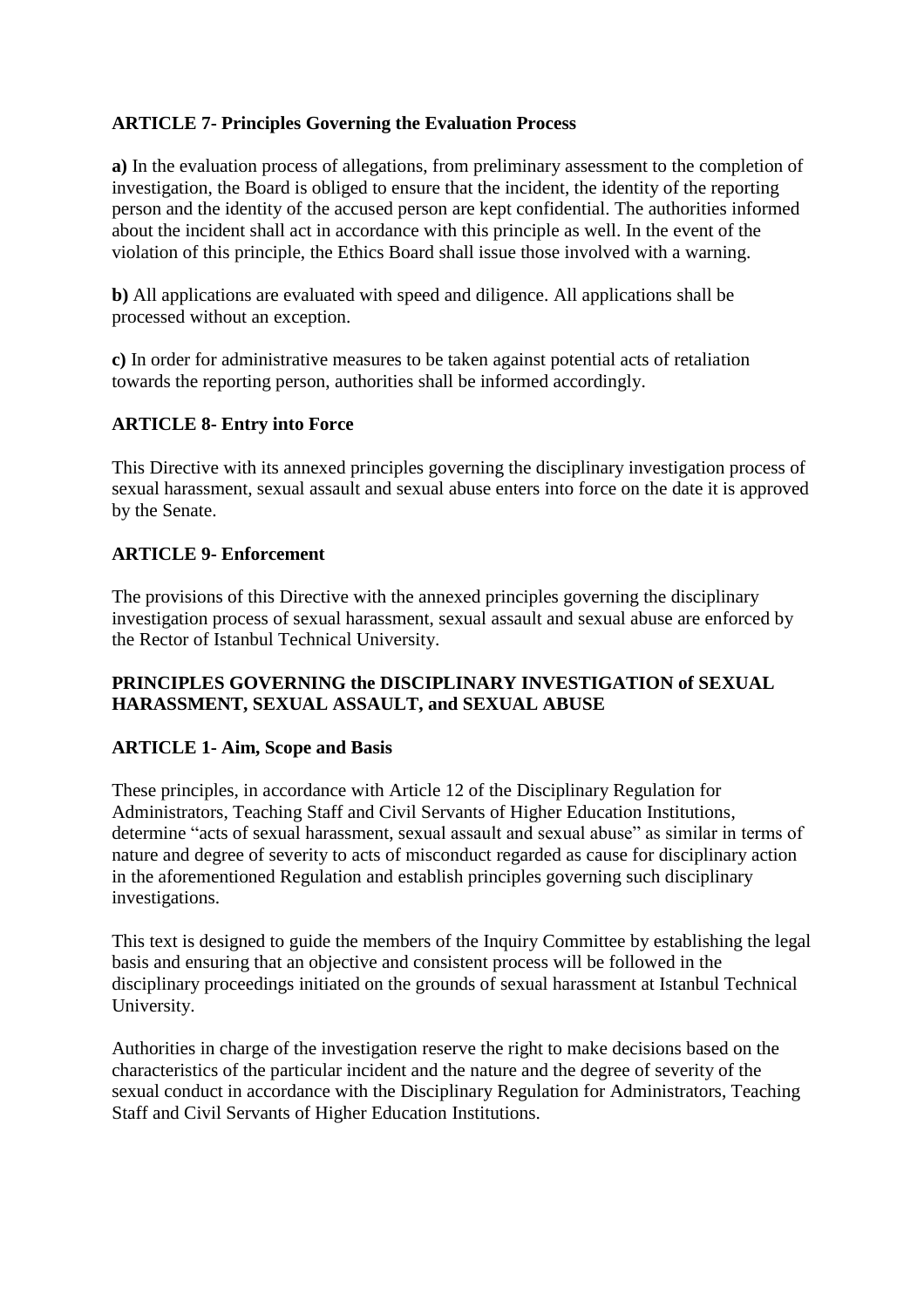**ARTICLE 7- Principles Governing the Evaluation Process**

**a)** In the evaluation process of allegations, from preliminary assessment to the completion of investigation, the Board is obliged to ensure that the incident, the identity of the reporting person and the identity of the accused person are kept confidential. The authorities informed about the incident shall act in accordance with this principle as well. In the event of the violation of this principle, the Ethics Board shall issue those involved with a warning.

**b)** All applications are evaluated with speed and diligence. All applications shall be processed without an exception.

**c)** In order for administrative measures to be taken against potential acts of retaliation towards the reporting person, authorities shall be informed accordingly.

**ARTICLE 8- Entry into Force**

This Directive with its annexed principles governing the disciplinary investigation process of sexual harassment, sexual assault and sexual abuse enters into force on the date it is approved by the Senate.

**ARTICLE 9- Enforcement**

The provisions of this Directive with the annexed principles governing the disciplinary investigation process of sexual harassment, sexual assault and sexual abuse are enforced by the Rector of Istanbul Technical University.

**PRINCIPLES GOVERNING the DISCIPLINARY INVESTIGATION of SEXUAL HARASSMENT, SEXUAL ASSAULT, and SEXUAL ABUSE**

**ARTICLE 1- Aim, Scope and Basis**

These principles, in accordance with Article 12 of the Disciplinary Regulation for Administrators, Teaching Staff and Civil Servants of Higher Education Institutions, determine "acts of sexual harassment, sexual assault and sexual abuse" as similar in terms of nature and degree of severity to acts of misconduct regarded as cause for disciplinary action in the aforementioned Regulation and establish principles governing such disciplinary investigations.

This text is designed to guide the members of the Inquiry Committee by establishing the legal basis and ensuring that an objective and consistent process will be followed in the disciplinary proceedings initiated on the grounds of sexual harassment at Istanbul Technical University.

Authorities in charge of the investigation reserve the right to make decisions based on the characteristics of the particular incident and the nature and the degree of severity of the sexual conduct in accordance with the Disciplinary Regulation for Administrators, Teaching Staff and Civil Servants of Higher Education Institutions.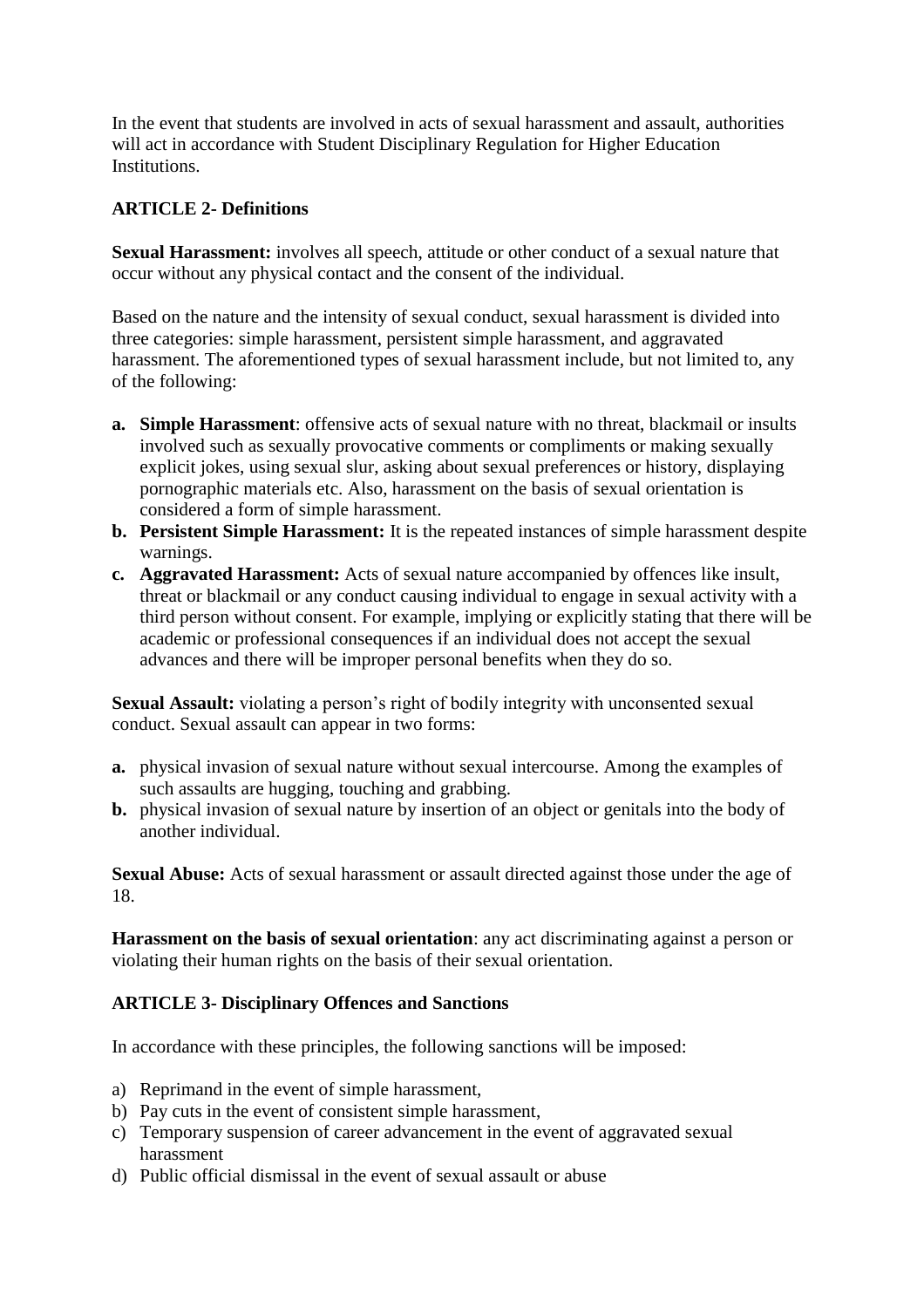In the event that students are involved in acts of sexual harassment and assault, authorities will act in accordance with Student Disciplinary Regulation for Higher Education Institutions.

**ARTICLE 2- Definitions**

**Sexual Harassment:** involves all speech, attitude or other conduct of a sexual nature that occur without any physical contact and the consent of the individual.

Based on the nature and the intensity of sexual conduct, sexual harassment is divided into three categories: simple harassment, persistent simple harassment, and aggravated harassment. The aforementioned types of sexual harassment include, but not limited to, any of the following:

- **a. Simple Harassment**: offensive acts of sexual nature with no threat, blackmail or insults involved such as sexually provocative comments or compliments or making sexually explicit jokes, using sexual slur, asking about sexual preferences or history, displaying pornographic materials etc. Also, harassment on the basis of sexual orientation is considered a form of simple harassment.
- **b. Persistent Simple Harassment:** It is the repeated instances of simple harassment despite warnings.
- **c. Aggravated Harassment:** Acts of sexual nature accompanied by offences like insult, threat or blackmail or any conduct causing individual to engage in sexual activity with a third person without consent. For example, implying or explicitly stating that there will be academic or professional consequences if an individual does not accept the sexual advances and there will be improper personal benefits when they do so.

**Sexual Assault:** violating a person's right of bodily integrity with unconsented sexual conduct. Sexual assault can appear in two forms:

- **a.** physical invasion of sexual nature without sexual intercourse. Among the examples of such assaults are hugging, touching and grabbing.
- **b.** physical invasion of sexual nature by insertion of an object or genitals into the body of another individual.

**Sexual Abuse:** Acts of sexual harassment or assault directed against those under the age of 18.

**Harassment on the basis of sexual orientation**: any act discriminating against a person or violating their human rights on the basis of their sexual orientation.

**ARTICLE 3- Disciplinary Offences and Sanctions**

In accordance with these principles, the following sanctions will be imposed:

a) Reprimand in the event of simple harassment,
b) Pay cuts in the event of consistent simple harassment,
c) Temporary suspension of career advancement in the event of aggravated sexual harassment
d) Public official dismissal in the event of sexual assault or abuse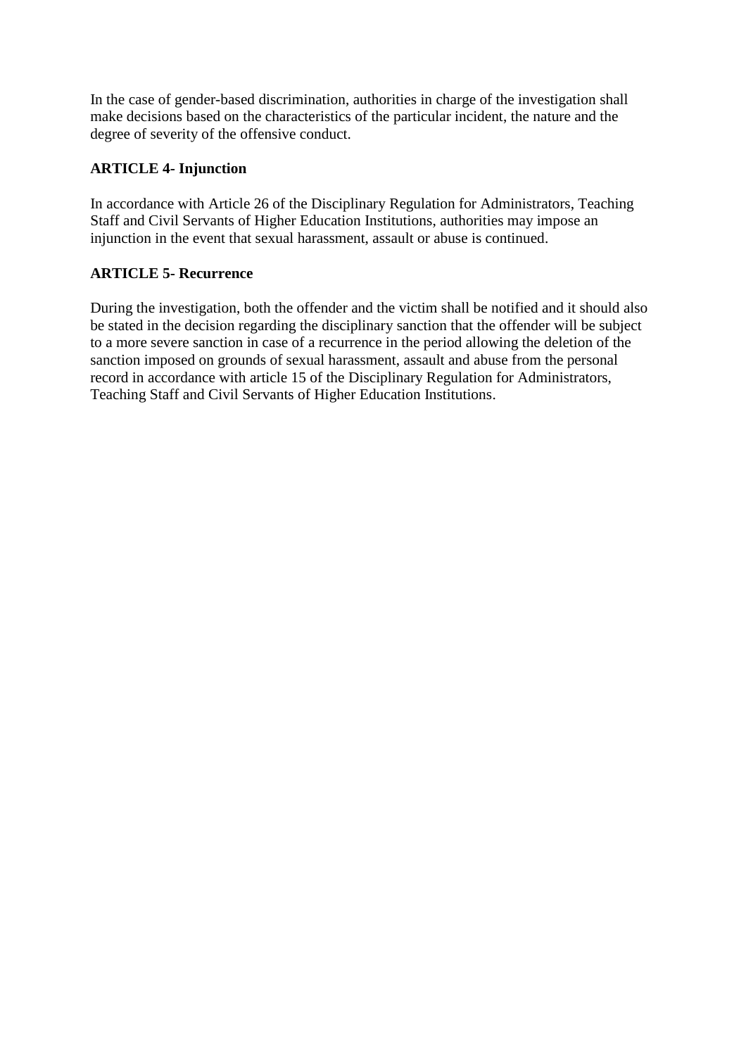In the case of gender-based discrimination, authorities in charge of the investigation shall make decisions based on the characteristics of the particular incident, the nature and the degree of severity of the offensive conduct.

**ARTICLE 4- Injunction**

In accordance with Article 26 of the Disciplinary Regulation for Administrators, Teaching Staff and Civil Servants of Higher Education Institutions, authorities may impose an injunction in the event that sexual harassment, assault or abuse is continued.

**ARTICLE 5- Recurrence**

During the investigation, both the offender and the victim shall be notified and it should also be stated in the decision regarding the disciplinary sanction that the offender will be subject to a more severe sanction in case of a recurrence in the period allowing the deletion of the sanction imposed on grounds of sexual harassment, assault and abuse from the personal record in accordance with article 15 of the Disciplinary Regulation for Administrators, Teaching Staff and Civil Servants of Higher Education Institutions.